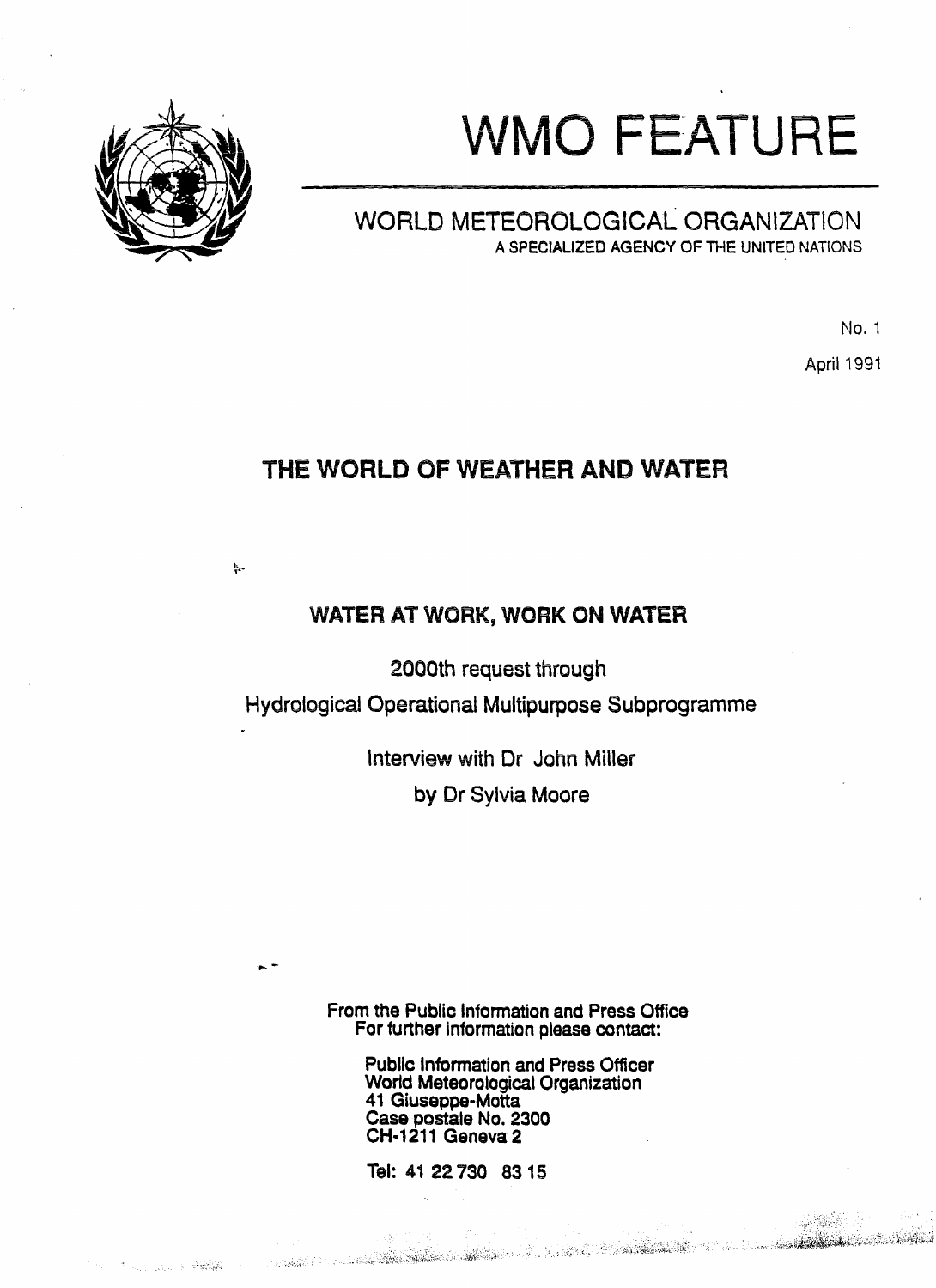# WMO FEATURE

## WORLD METEOROLOGICAL ORGANIZATION

A SPECIALIZED AGENCY OF THE UNITED NATIONS

No. 1

April 1991

## THE WORLD OF WEATHER AND WATER

### WATER AT WORK, WORK ON WATER

2000th request through

Hydrological Operational Multipurpose Subprogramme

Interview with Dr John Miller

by Dr Sylvia Moore

**From the Public Information and Press Office**
**For further information please contact:**

**Public Information and Press Officer**
**World Meteorological Organization**
**41 Giuseppe-Motta**
**Case postale No. 2300**
**CH-1211 Geneva 2**

**Tel: 41 22 730 83 15**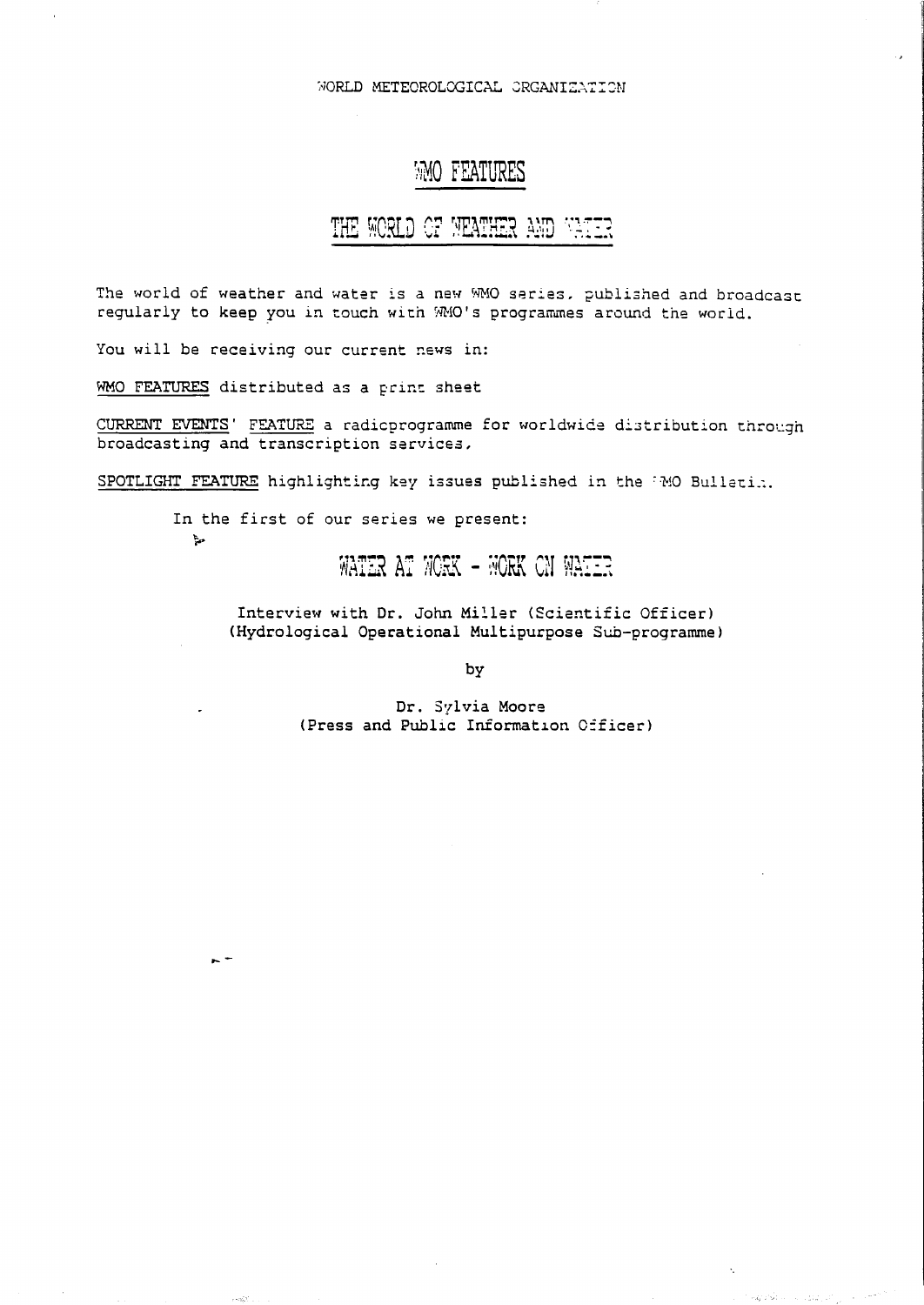WORLD METEOROLOGICAL ORGANIZATION

# WMO FEATURES

## THE WORLD OF WEATHER AND WATER

The world of weather and water is a new WMO series, published and broadcast regularly to keep you in touch with WMO's programmes around the world.

You will be receiving our current news in:

WMO FEATURES distributed as a print sheet

CURRENT EVENTS' FEATURE a radioprogramme for worldwide distribution through broadcasting and transcription services,

SPOTLIGHT FEATURE highlighting key issues published in the WMO Bulletin.

In the first of our series we present:

### WATER AT WORK - WORK ON WATER

Interview with Dr. John Miller (Scientific Officer)
(Hydrological Operational Multipurpose Sub-programme)

by

Dr. Sylvia Moore
(Press and Public Information Officer)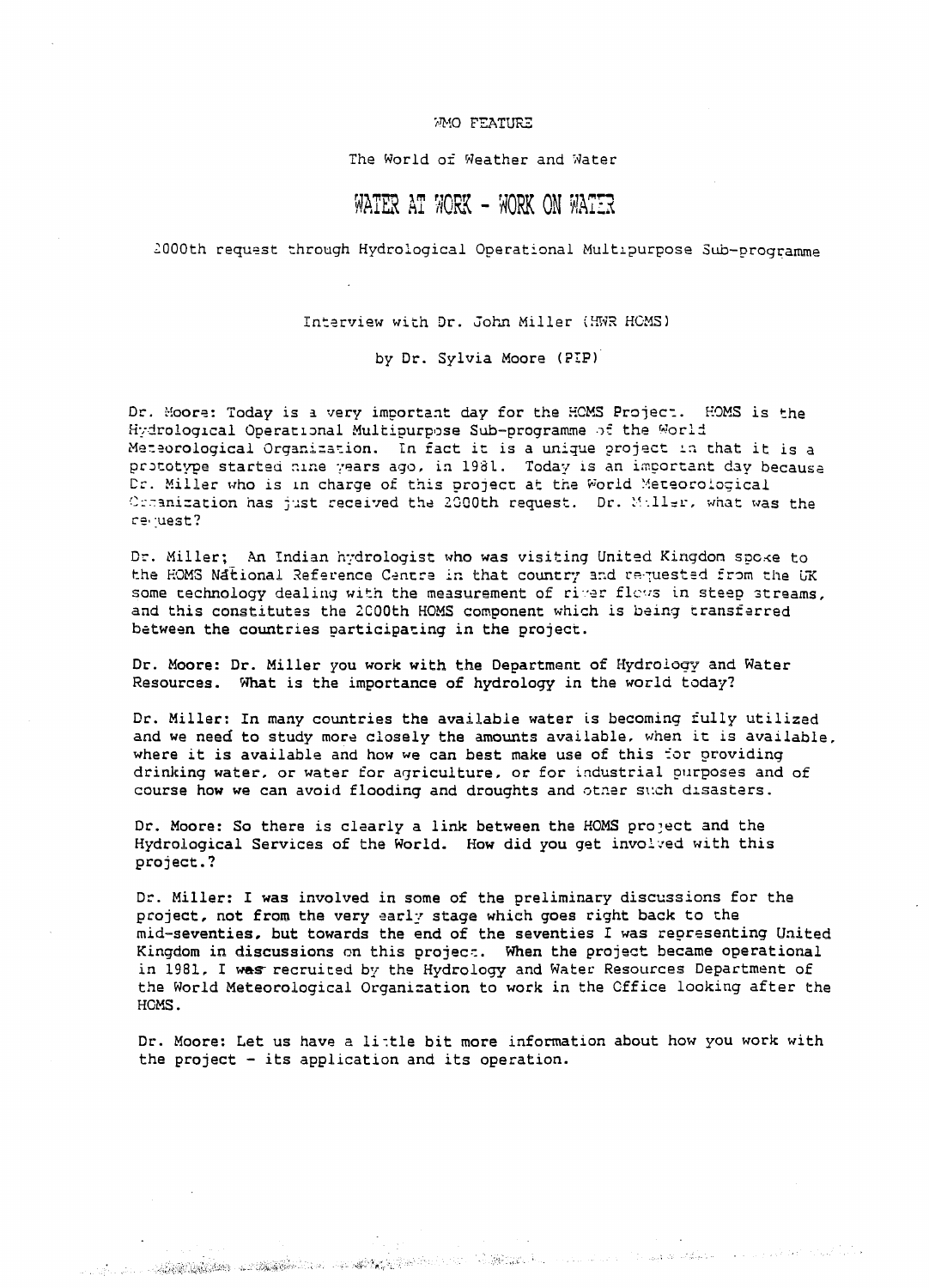WMO FEATURE

The World of Weather and Water

# WATER AT WORK - WORK ON WATER

2000th request through Hydrological Operational Multipurpose Sub-programme

Interview with Dr. John Miller (HWR HOMS)

by Dr. Sylvia Moore (PIP)

Dr. Moore: Today is a very important day for the HOMS Project. HOMS is the Hydrological Operational Multipurpose Sub-programme of the World Meteorological Organization. In fact it is a unique project in that it is a prototype started nine years ago, in 1981. Today is an important day because Dr. Miller who is in charge of this project at the World Meteorological Organization has just received the 2000th request. Dr. Miller, what was the request?

Dr. Miller; An Indian hydrologist who was visiting United Kingdom spoke to the HOMS National Reference Centre in that country and requested from the UK some technology dealing with the measurement of river flows in steep streams, and this constitutes the 2000th HOMS component which is being transferred between the countries participating in the project.

Dr. Moore: Dr. Miller you work with the Department of Hydrology and Water Resources. What is the importance of hydrology in the world today?

Dr. Miller: In many countries the available water is becoming fully utilized and we need to study more closely the amounts available, when it is available, where it is available and how we can best make use of this for providing drinking water, or water for agriculture, or for industrial purposes and of course how we can avoid flooding and droughts and other such disasters.

Dr. Moore: So there is clearly a link between the HOMS project and the Hydrological Services of the World. How did you get involved with this project.?

Dr. Miller: I was involved in some of the preliminary discussions for the project, not from the very early stage which goes right back to the mid-seventies, but towards the end of the seventies I was representing United Kingdom in discussions on this project. When the project became operational in 1981, I was recruited by the Hydrology and Water Resources Department of the World Meteorological Organization to work in the Office looking after the HOMS.

Dr. Moore: Let us have a little bit more information about how you work with the project - its application and its operation.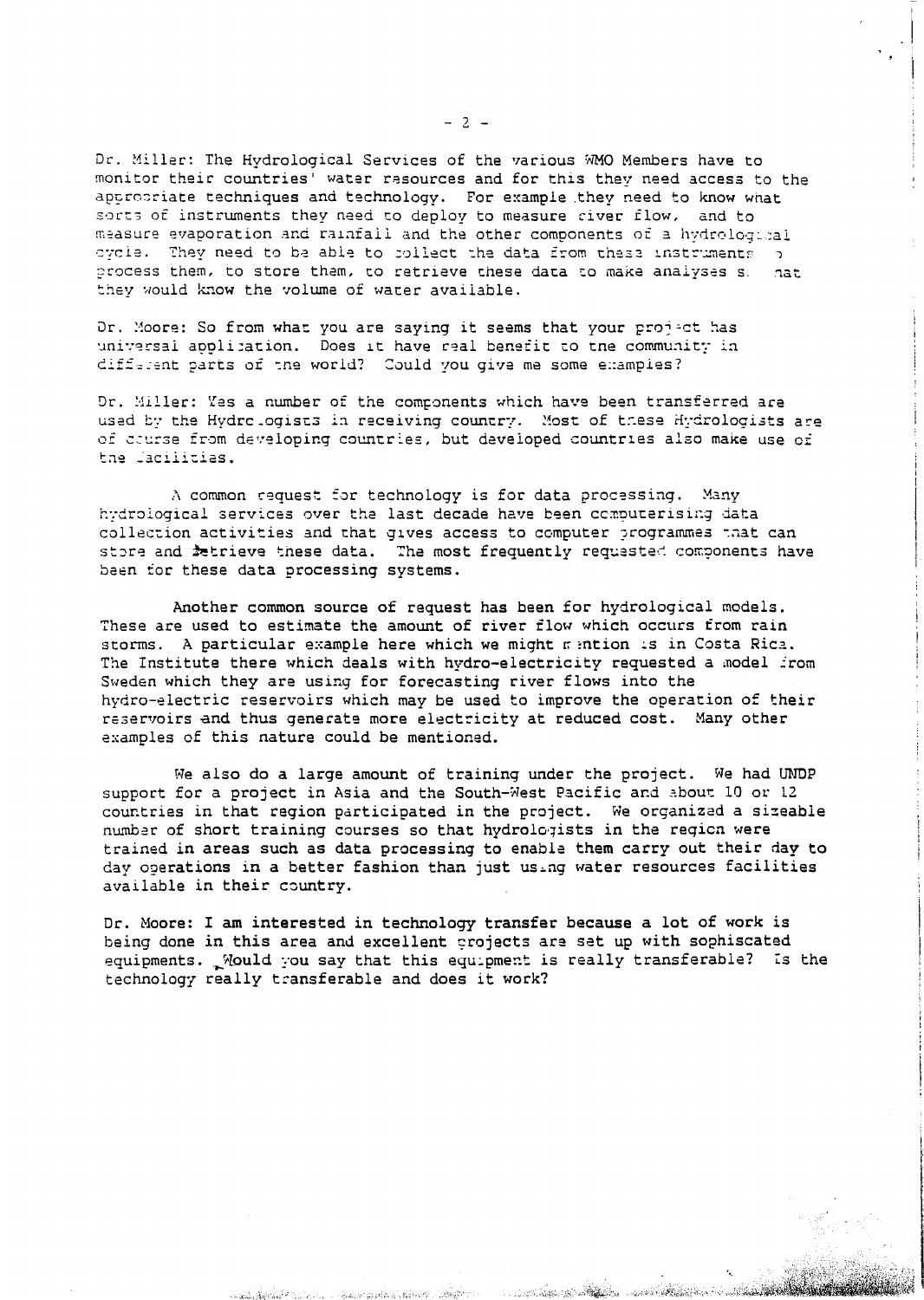Dr. Miller: The Hydrological Services of the various WMO Members have to monitor their countries' water resources and for this they need access to the appropriate techniques and technology. For example they need to know what sorts of instruments they need to deploy to measure river flow, and to measure evaporation and rainfall and the other components of a hydrological cycle. They need to be able to collect the data from these instruments to process them, to store them, to retrieve these data to make analyses so that they would know the volume of water available.

Dr. Moore: So from what you are saying it seems that your project has universal application. Does it have real benefit to the community in different parts of the world? Could you give me some examples?

Dr. Miller: Yes a number of the components which have been transferred are used by the Hydrologists in receiving country. Most of these Hydrologists are of course from developing countries, but developed countries also make use of the facilities.

A common request for technology is for data processing. Many hydrological services over the last decade have been computerising data collection activities and that gives access to computer programmes that can store and retrieve these data. The most frequently requested components have been for these data processing systems.

Another common source of request has been for hydrological models. These are used to estimate the amount of river flow which occurs from rain storms. A particular example here which we might mention is in Costa Rica. The Institute there which deals with hydro-electricity requested a model from Sweden which they are using for forecasting river flows into the hydro-electric reservoirs which may be used to improve the operation of their reservoirs and thus generate more electricity at reduced cost. Many other examples of this nature could be mentioned.

We also do a large amount of training under the project. We had UNDP support for a project in Asia and the South-West Pacific and about 10 or 12 countries in that region participated in the project. We organized a sizeable number of short training courses so that hydrologists in the region were trained in areas such as data processing to enable them carry out their day to day operations in a better fashion than just using water resources facilities available in their country.

Dr. Moore: I am interested in technology transfer because a lot of work is being done in this area and excellent projects are set up with sophiscated equipments. Would you say that this equipment is really transferable? Is the technology really transferable and does it work?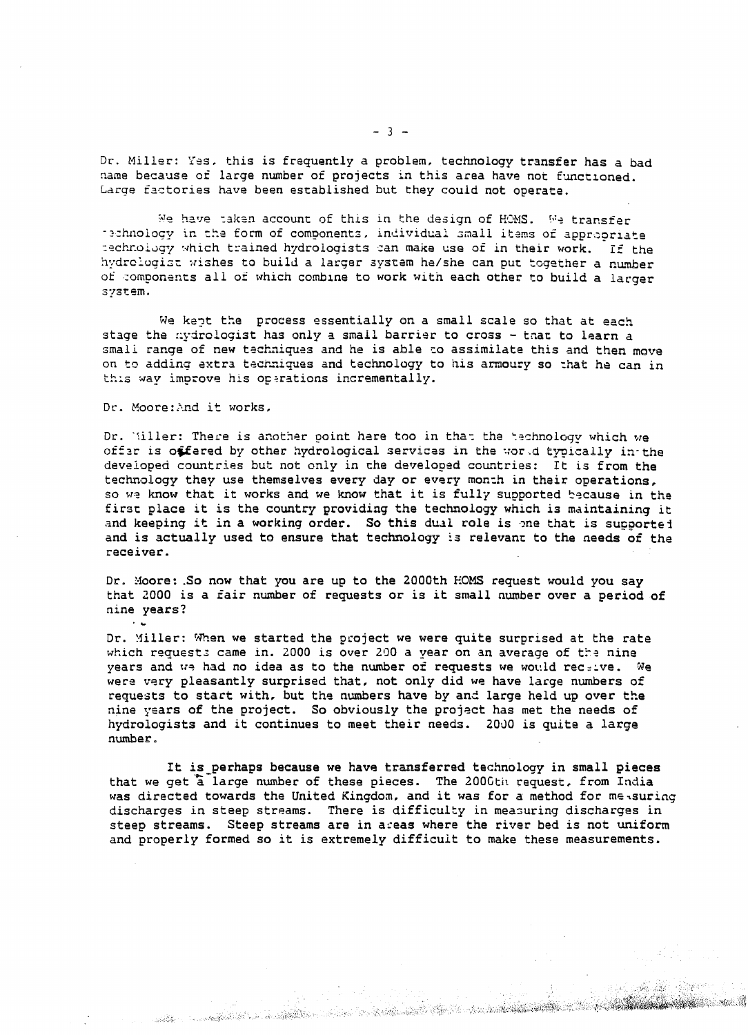Dr. Miller: Yes, this is frequently a problem, technology transfer has a bad name because of large number of projects in this area have not functioned. Large factories have been established but they could not operate.

We have taken account of this in the design of HOMS. We transfer technology in the form of components, individual small items of appropriate technology which trained hydrologists can make use of in their work. If the hydrologist wishes to build a larger system he/she can put together a number of components all of which combine to work with each other to build a larger system.

We kept the process essentially on a small scale so that at each stage the hydrologist has only a small barrier to cross - that to learn a small range of new techniques and he is able to assimilate this and then move on to adding extra techniques and technology to his armoury so that he can in this way improve his operations incrementally.

Dr. Moore: And it works,

Dr. Miller: There is another point here too in that the technology which we offer is offered by other hydrological services in the world typically in the developed countries but not only in the developed countries: It is from the technology they use themselves every day or every month in their operations, so we know that it works and we know that it is fully supported because in the first place it is the country providing the technology which is maintaining it and keeping it in a working order. So this dual role is one that is supported and is actually used to ensure that technology is relevant to the needs of the receiver.

Dr. Moore: So now that you are up to the 2000th HOMS request would you say that 2000 is a fair number of requests or is it small number over a period of nine years?

Dr. Miller: When we started the project we were quite surprised at the rate which requests came in. 2000 is over 200 a year on an average of the nine years and we had no idea as to the number of requests we would receive. We were very pleasantly surprised that, not only did we have large numbers of requests to start with, but the numbers have by and large held up over the nine years of the project. So obviously the project has met the needs of hydrologists and it continues to meet their needs. 2000 is quite a large number.

It is perhaps because we have transferred technology in small pieces that we get a large number of these pieces. The 2000th request, from India was directed towards the United Kingdom, and it was for a method for measuring discharges in steep streams. There is difficulty in measuring discharges in steep streams. Steep streams are in areas where the river bed is not uniform and properly formed so it is extremely difficult to make these measurements.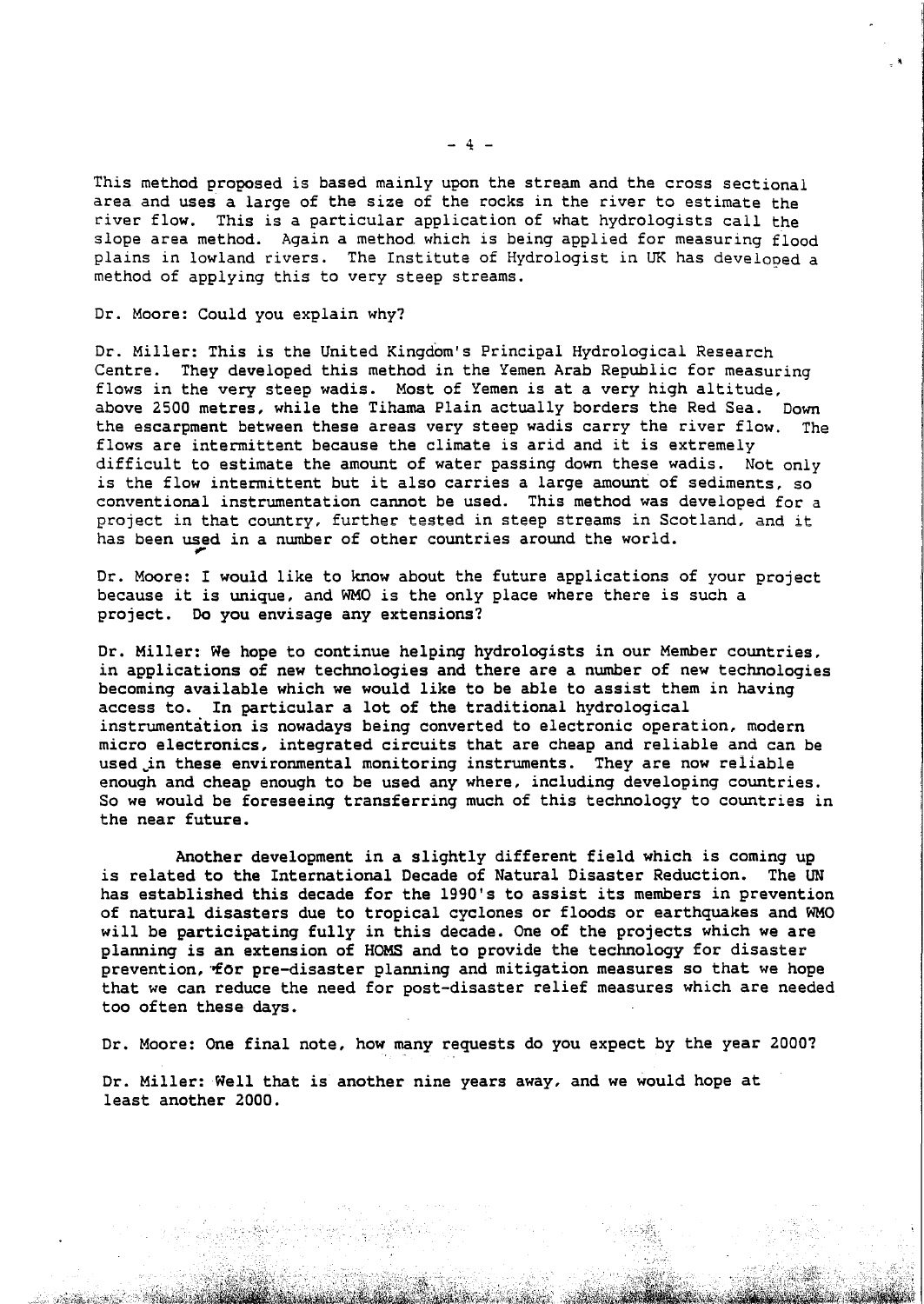This method proposed is based mainly upon the stream and the cross sectional area and uses a large of the size of the rocks in the river to estimate the river flow. This is a particular application of what hydrologists call the slope area method. Again a method which is being applied for measuring flood plains in lowland rivers. The Institute of Hydrologist in UK has developed a method of applying this to very steep streams.

Dr. Moore: Could you explain why?

Dr. Miller: This is the United Kingdom's Principal Hydrological Research Centre. They developed this method in the Yemen Arab Republic for measuring flows in the very steep wadis. Most of Yemen is at a very high altitude, above 2500 metres, while the Tihama Plain actually borders the Red Sea. Down the escarpment between these areas very steep wadis carry the river flow. The flows are intermittent because the climate is arid and it is extremely difficult to estimate the amount of water passing down these wadis. Not only is the flow intermittent but it also carries a large amount of sediments, so conventional instrumentation cannot be used. This method was developed for a project in that country, further tested in steep streams in Scotland, and it has been used in a number of other countries around the world.

Dr. Moore: I would like to know about the future applications of your project because it is unique, and WMO is the only place where there is such a project. Do you envisage any extensions?

Dr. Miller: We hope to continue helping hydrologists in our Member countries, in applications of new technologies and there are a number of new technologies becoming available which we would like to be able to assist them in having access to. In particular a lot of the traditional hydrological instrumentation is nowadays being converted to electronic operation, modern micro electronics, integrated circuits that are cheap and reliable and can be used in these environmental monitoring instruments. They are now reliable enough and cheap enough to be used any where, including developing countries. So we would be foreseeing transferring much of this technology to countries in the near future.

Another development in a slightly different field which is coming up is related to the International Decade of Natural Disaster Reduction. The UN has established this decade for the 1990's to assist its members in prevention of natural disasters due to tropical cyclones or floods or earthquakes and WMO will be participating fully in this decade. One of the projects which we are planning is an extension of HOMS and to provide the technology for disaster prevention, for pre-disaster planning and mitigation measures so that we hope that we can reduce the need for post-disaster relief measures which are needed too often these days.

Dr. Moore: One final note, how many requests do you expect by the year 2000?

Dr. Miller: Well that is another nine years away, and we would hope at least another 2000.